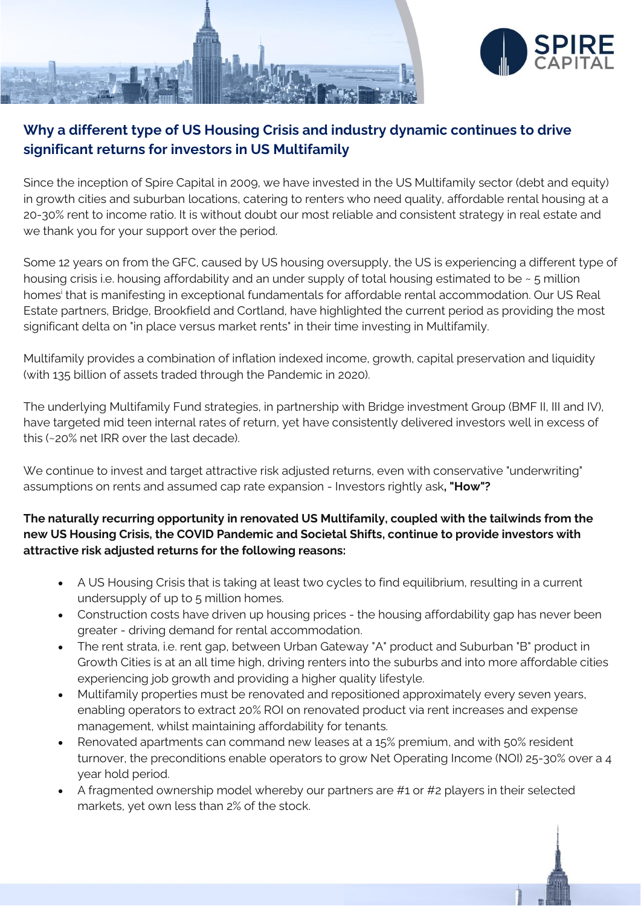## Why a different type of US Housing Crisis and industry dynamic continues to drive significant returns for investors in US Multifamily

Since the inception of Spire Capital in 2009, we have invested in the US Multifamily sector (debt and equity) in growth cities and suburban locations, catering to renters who need quality, affordable rental housing at a 20-30% rent to income ratio. It is without doubt our most reliable and consistent strategy in real estate and we thank you for your support over the period.

Some 12 years on from the GFC, caused by US housing oversupply, the US is experiencing a different type of housing crisis i.e. housing affordability and an under supply of total housing estimated to be ~ 5 million homes[i] that is manifesting in exceptional fundamentals for affordable rental accommodation. Our US Real Estate partners, Bridge, Brookfield and Cortland, have highlighted the current period as providing the most significant delta on "in place versus market rents" in their time investing in Multifamily.

Multifamily provides a combination of inflation indexed income, growth, capital preservation and liquidity (with 135 billion of assets traded through the Pandemic in 2020).

The underlying Multifamily Fund strategies, in partnership with Bridge investment Group (BMF II, III and IV), have targeted mid teen internal rates of return, yet have consistently delivered investors well in excess of this (~20% net IRR over the last decade).

We continue to invest and target attractive risk adjusted returns, even with conservative "underwriting" assumptions on rents and assumed cap rate expansion - Investors rightly ask**, "How"?**

**The naturally recurring opportunity in renovated US Multifamily, coupled with the tailwinds from the new US Housing Crisis, the COVID Pandemic and Societal Shifts, continue to provide investors with attractive risk adjusted returns for the following reasons:**

- A US Housing Crisis that is taking at least two cycles to find equilibrium, resulting in a current undersupply of up to 5 million homes.
- Construction costs have driven up housing prices - the housing affordability gap has never been greater - driving demand for rental accommodation.
- The rent strata, i.e. rent gap, between Urban Gateway "A" product and Suburban "B" product in Growth Cities is at an all time high, driving renters into the suburbs and into more affordable cities experiencing job growth and providing a higher quality lifestyle.
- Multifamily properties must be renovated and repositioned approximately every seven years, enabling operators to extract 20% ROI on renovated product via rent increases and expense management, whilst maintaining affordability for tenants.
- Renovated apartments can command new leases at a 15% premium, and with 50% resident turnover, the preconditions enable operators to grow Net Operating Income (NOI) 25-30% over a 4 year hold period.
- A fragmented ownership model whereby our partners are #1 or #2 players in their selected markets, yet own less than 2% of the stock.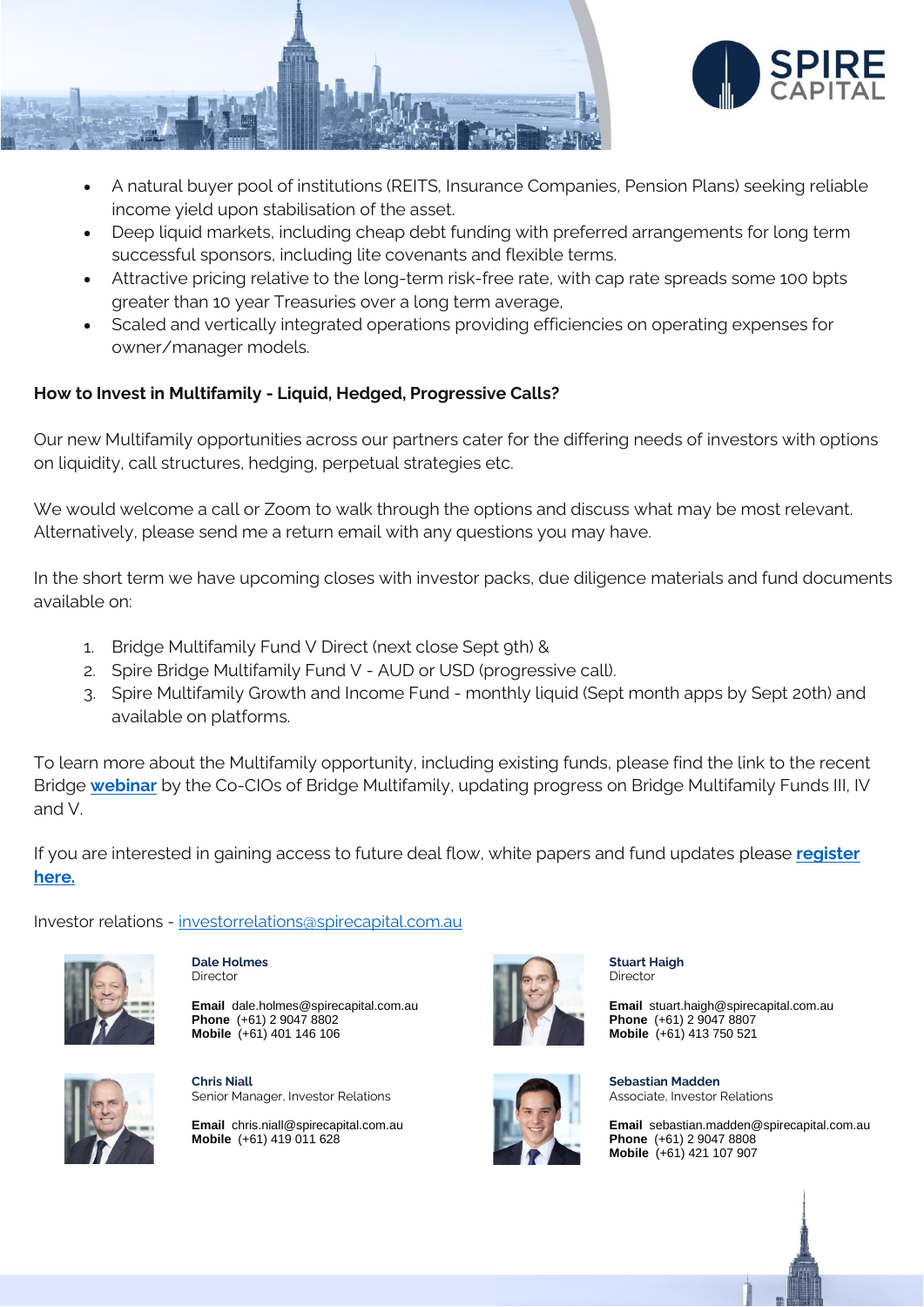- A natural buyer pool of institutions (REITS, Insurance Companies, Pension Plans) seeking reliable income yield upon stabilisation of the asset.
- Deep liquid markets, including cheap debt funding with preferred arrangements for long term successful sponsors, including lite covenants and flexible terms.
- Attractive pricing relative to the long-term risk-free rate, with cap rate spreads some 100 bpts greater than 10 year Treasuries over a long term average,
- Scaled and vertically integrated operations providing efficiencies on operating expenses for owner/manager models.

**How to Invest in Multifamily - Liquid, Hedged, Progressive Calls?**

Our new Multifamily opportunities across our partners cater for the differing needs of investors with options on liquidity, call structures, hedging, perpetual strategies etc.

We would welcome a call or Zoom to walk through the options and discuss what may be most relevant. Alternatively, please send me a return email with any questions you may have.

In the short term we have upcoming closes with investor packs, due diligence materials and fund documents available on:

1. Bridge Multifamily Fund V Direct (next close Sept 9th) &
2. Spire Bridge Multifamily Fund V - AUD or USD (progressive call).
3. Spire Multifamily Growth and Income Fund - monthly liquid (Sept month apps by Sept 20th) and available on platforms.

To learn more about the Multifamily opportunity, including existing funds, please find the link to the recent Bridge **webinar** by the Co-CIOs of Bridge Multifamily, updating progress on Bridge Multifamily Funds III, IV and V.

If you are interested in gaining access to future deal flow, white papers and fund updates please **register here.**

Investor relations - investorrelations@spirecapital.com.au

**Dale Holmes**
Director

**Email** dale.holmes@spirecapital.com.au
**Phone** (+61) 2 9047 8802
**Mobile** (+61) 401 146 106

**Stuart Haigh**
Director

**Email** stuart.haigh@spirecapital.com.au
**Phone** (+61) 2 9047 8807
**Mobile** (+61) 413 750 521

**Chris Niall**
Senior Manager, Investor Relations

**Email** chris.niall@spirecapital.com.au
**Mobile** (+61) 419 011 628

**Sebastian Madden**
Associate, Investor Relations

**Email** sebastian.madden@spirecapital.com.au
**Phone** (+61) 2 9047 8808
**Mobile** (+61) 421 107 907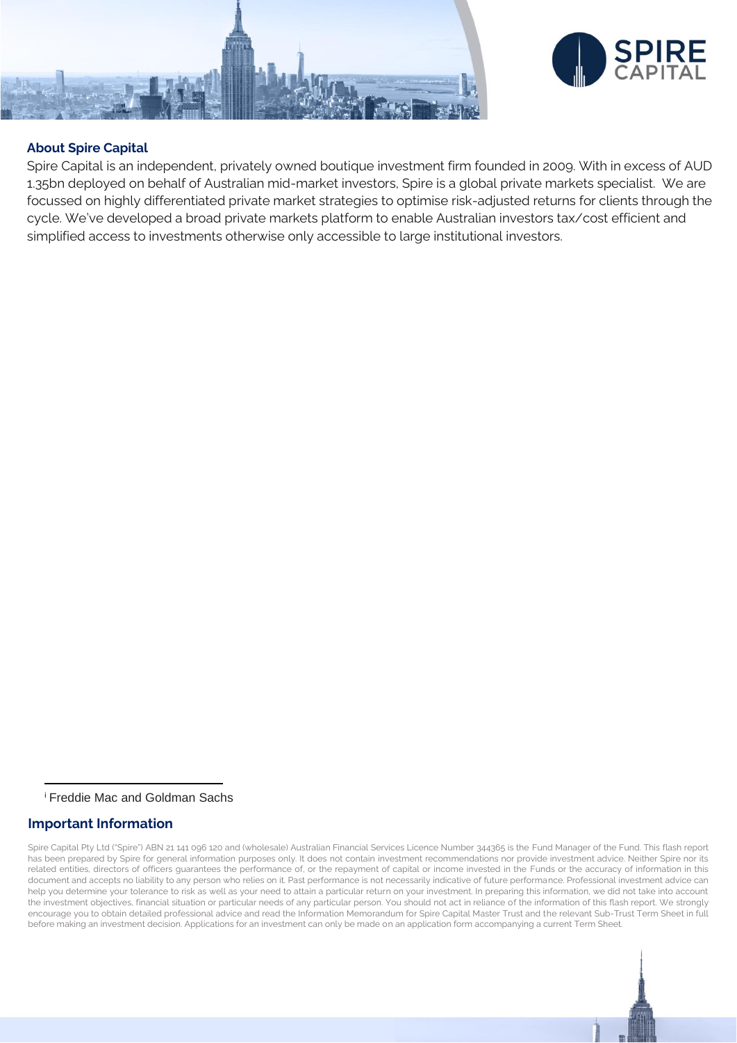## About Spire Capital

Spire Capital is an independent, privately owned boutique investment firm founded in 2009. With in excess of AUD 1.35bn deployed on behalf of Australian mid-market investors, Spire is a global private markets specialist. We are focussed on highly differentiated private market strategies to optimise risk-adjusted returns for clients through the cycle. We've developed a broad private markets platform to enable Australian investors tax/cost efficient and simplified access to investments otherwise only accessible to large institutional investors.

---

[i] Freddie Mac and Goldman Sachs

## Important Information

Spire Capital Pty Ltd ("Spire") ABN 21 141 096 120 and (wholesale) Australian Financial Services Licence Number 344365 is the Fund Manager of the Fund. This flash report has been prepared by Spire for general information purposes only. It does not contain investment recommendations nor provide investment advice. Neither Spire nor its related entities, directors of officers guarantees the performance of, or the repayment of capital or income invested in the Funds or the accuracy of information in this document and accepts no liability to any person who relies on it. Past performance is not necessarily indicative of future performance. Professional investment advice can help you determine your tolerance to risk as well as your need to attain a particular return on your investment. In preparing this information, we did not take into account the investment objectives, financial situation or particular needs of any particular person. You should not act in reliance of the information of this flash report. We strongly encourage you to obtain detailed professional advice and read the Information Memorandum for Spire Capital Master Trust and the relevant Sub-Trust Term Sheet in full before making an investment decision. Applications for an investment can only be made on an application form accompanying a current Term Sheet.